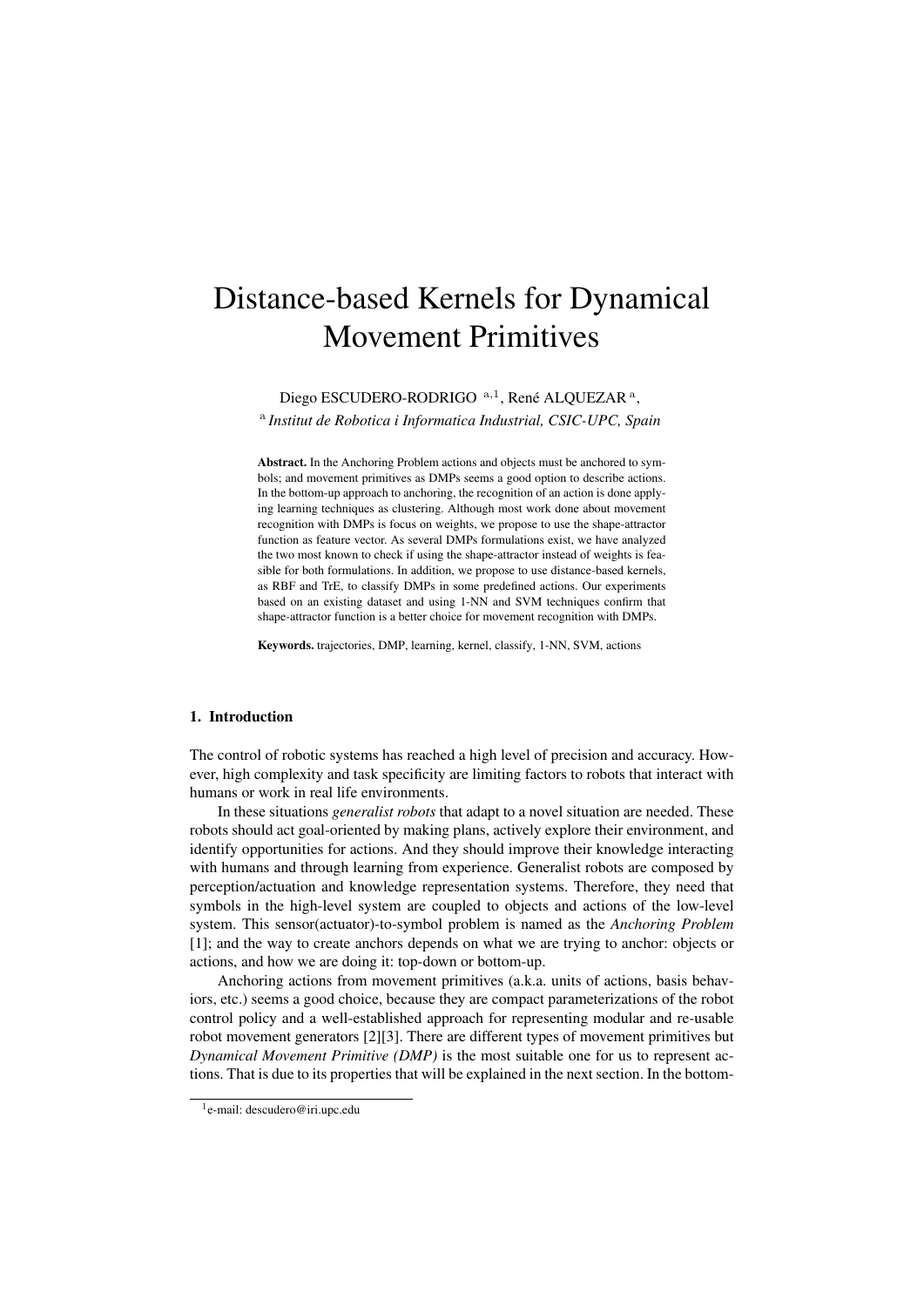# Distance-based Kernels for Dynamical Movement Primitives

Diego ESCUDERO-RODRIGO [a,1], René ALQUEZAR [a],

[a] *Institut de Robotica i Informatica Industrial, CSIC-UPC, Spain*

**Abstract.** In the Anchoring Problem actions and objects must be anchored to symbols; and movement primitives as DMPs seems a good option to describe actions. In the bottom-up approach to anchoring, the recognition of an action is done applying learning techniques as clustering. Although most work done about movement recognition with DMPs is focus on weights, we propose to use the shape-attractor function as feature vector. As several DMPs formulations exist, we have analyzed the two most known to check if using the shape-attractor instead of weights is feasible for both formulations. In addition, we propose to use distance-based kernels, as RBF and TrE, to classify DMPs in some predefined actions. Our experiments based on an existing dataset and using 1-NN and SVM techniques confirm that shape-attractor function is a better choice for movement recognition with DMPs.

**Keywords.** trajectories, DMP, learning, kernel, classify, 1-NN, SVM, actions

## 1. Introduction

The control of robotic systems has reached a high level of precision and accuracy. However, high complexity and task specificity are limiting factors to robots that interact with humans or work in real life environments.

In these situations *generalist robots* that adapt to a novel situation are needed. These robots should act goal-oriented by making plans, actively explore their environment, and identify opportunities for actions. And they should improve their knowledge interacting with humans and through learning from experience. Generalist robots are composed by perception/actuation and knowledge representation systems. Therefore, they need that symbols in the high-level system are coupled to objects and actions of the low-level system. This sensor(actuator)-to-symbol problem is named as the *Anchoring Problem* [1]; and the way to create anchors depends on what we are trying to anchor: objects or actions, and how we are doing it: top-down or bottom-up.

Anchoring actions from movement primitives (a.k.a. units of actions, basis behaviors, etc.) seems a good choice, because they are compact parameterizations of the robot control policy and a well-established approach for representing modular and re-usable robot movement generators [2][3]. There are different types of movement primitives but *Dynamical Movement Primitive (DMP)* is the most suitable one for us to represent actions. That is due to its properties that will be explained in the next section. In the bottom-

[1] e-mail: descudero@iri.upc.edu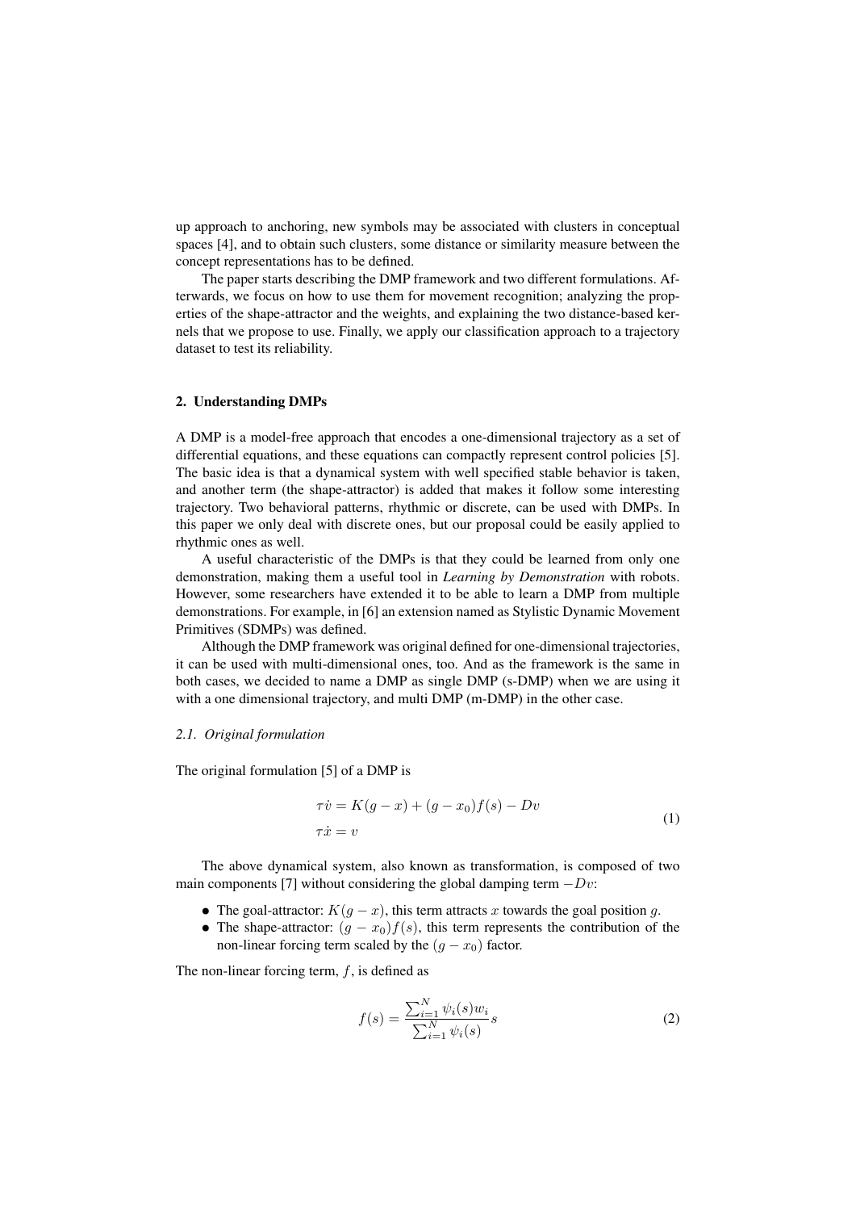up approach to anchoring, new symbols may be associated with clusters in conceptual spaces [4], and to obtain such clusters, some distance or similarity measure between the concept representations has to be defined.

The paper starts describing the DMP framework and two different formulations. Afterwards, we focus on how to use them for movement recognition; analyzing the properties of the shape-attractor and the weights, and explaining the two distance-based kernels that we propose to use. Finally, we apply our classification approach to a trajectory dataset to test its reliability.

## 2. Understanding DMPs

A DMP is a model-free approach that encodes a one-dimensional trajectory as a set of differential equations, and these equations can compactly represent control policies [5]. The basic idea is that a dynamical system with well specified stable behavior is taken, and another term (the shape-attractor) is added that makes it follow some interesting trajectory. Two behavioral patterns, rhythmic or discrete, can be used with DMPs. In this paper we only deal with discrete ones, but our proposal could be easily applied to rhythmic ones as well.

A useful characteristic of the DMPs is that they could be learned from only one demonstration, making them a useful tool in *Learning by Demonstration* with robots. However, some researchers have extended it to be able to learn a DMP from multiple demonstrations. For example, in [6] an extension named as Stylistic Dynamic Movement Primitives (SDMPs) was defined.

Although the DMP framework was original defined for one-dimensional trajectories, it can be used with multi-dimensional ones, too. And as the framework is the same in both cases, we decided to name a DMP as single DMP (s-DMP) when we are using it with a one dimensional trajectory, and multi DMP (m-DMP) in the other case.

### *2.1. Original formulation*

The original formulation [5] of a DMP is

$$
\begin{aligned}
\tau \dot{v} &= K(g - x) + (g - x_0) f(s) - Dv \\
\tau \dot{x} &= v
\end{aligned}
\tag{1}
$$

The above dynamical system, also known as transformation, is composed of two main components [7] without considering the global damping term $-Dv$:

- The goal-attractor: $K(g - x)$, this term attracts $x$ towards the goal position $g$.
- The shape-attractor: $(g - x_0)f(s)$, this term represents the contribution of the non-linear forcing term scaled by the $(g - x_0)$ factor.

The non-linear forcing term, $f$, is defined as

$$
f(s) = \frac{\sum_{i=1}^{N} \psi_i(s) w_i}{\sum_{i=1}^{N} \psi_i(s)} s
\tag{2}
$$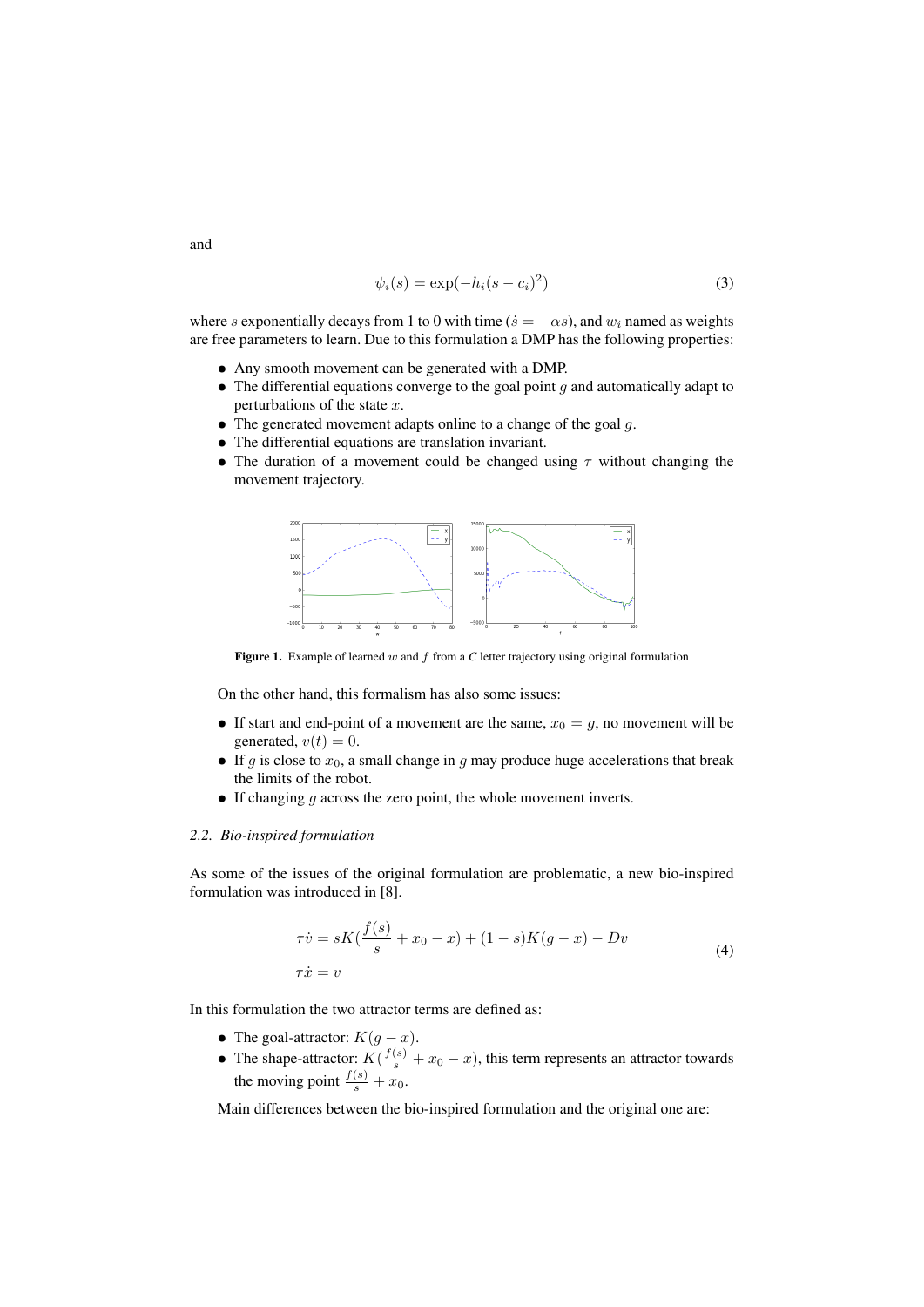and

$$\psi_i(s) = \exp(-h_i(s - c_i)^2) \tag{3}$$

where $s$ exponentially decays from 1 to 0 with time ($\dot{s} = -\alpha s$), and $w_i$ named as weights are free parameters to learn. Due to this formulation a DMP has the following properties:

- Any smooth movement can be generated with a DMP.
- The differential equations converge to the goal point $g$ and automatically adapt to perturbations of the state $x$.
- The generated movement adapts online to a change of the goal $g$.
- The differential equations are translation invariant.
- The duration of a movement could be changed using $\tau$ without changing the movement trajectory.

2000
1500
1000
500
0
−500
−1000
0 10 20 30 40 50 60 70 80
w
x
y

15000
10000
5000
0
−5000
0 20 40 60 80 100
f
x
y

**Figure 1.** Example of learned $w$ and $f$ from a *C* letter trajectory using original formulation

On the other hand, this formalism has also some issues:

- If start and end-point of a movement are the same, $x_0 = g$, no movement will be generated, $v(t) = 0$.
- If $g$ is close to $x_0$, a small change in $g$ may produce huge accelerations that break the limits of the robot.
- If changing $g$ across the zero point, the whole movement inverts.

### *2.2. Bio-inspired formulation*

As some of the issues of the original formulation are problematic, a new bio-inspired formulation was introduced in [8].

$$\begin{aligned} \tau\dot{v} &= sK(\frac{f(s)}{s} + x_0 - x) + (1-s)K(g - x) - Dv \\ \tau\dot{x} &= v \end{aligned} \tag{4}$$

In this formulation the two attractor terms are defined as:

- The goal-attractor: $K(g - x)$.
- The shape-attractor: $K(\frac{f(s)}{s} + x_0 - x)$, this term represents an attractor towards the moving point $\frac{f(s)}{s} + x_0$.

Main differences between the bio-inspired formulation and the original one are: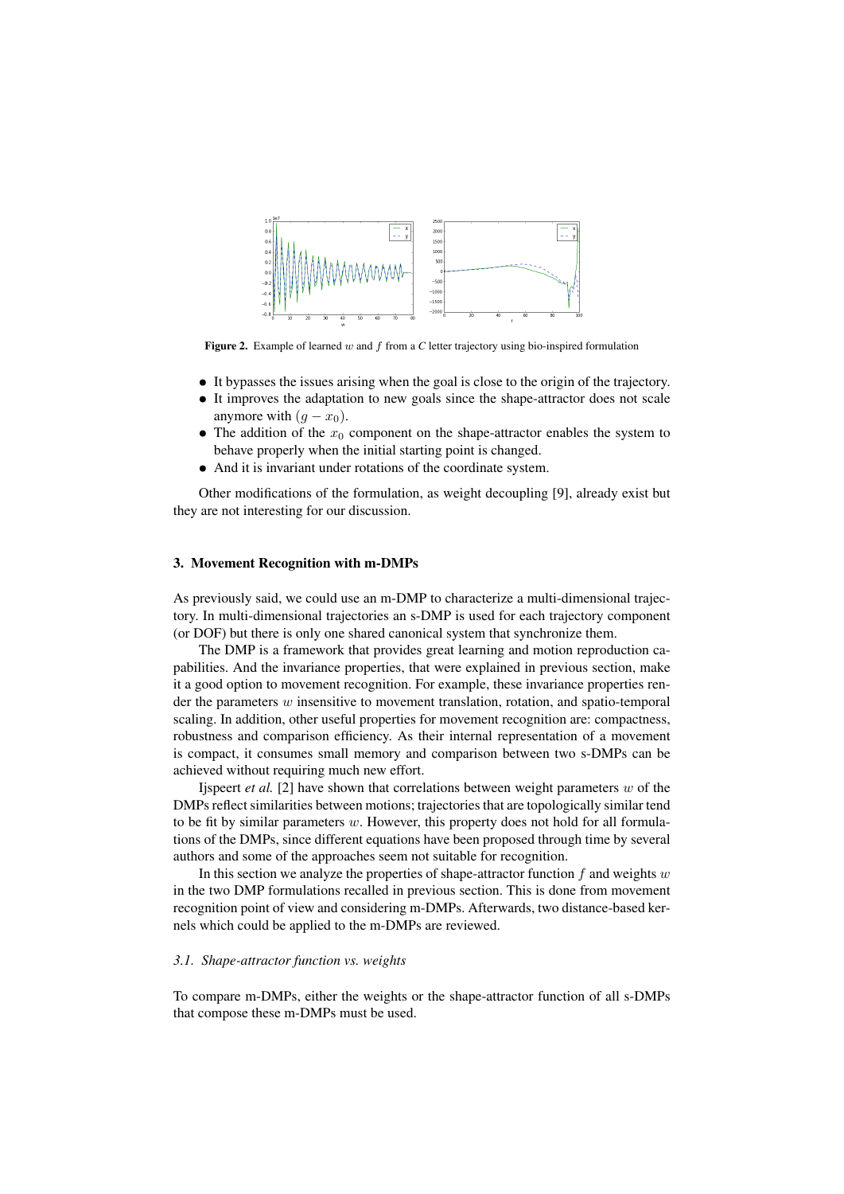1.0 1e7
0.8
0.6
0.4
0.2
0.0
−0.2
−0.4
−0.6
−0.8
0 10 20 30 40 50 60 70 80
w
x
y

2500
2000
1500
1000
500
0
−500
−1000
−1500
−2000
0 20 40 60 80 100
f
x
y

**Figure 2.** Example of learned $w$ and $f$ from a *C* letter trajectory using bio-inspired formulation

- It bypasses the issues arising when the goal is close to the origin of the trajectory.
- It improves the adaptation to new goals since the shape-attractor does not scale anymore with $(g - x_0)$.
- The addition of the $x_0$ component on the shape-attractor enables the system to behave properly when the initial starting point is changed.
- And it is invariant under rotations of the coordinate system.

Other modifications of the formulation, as weight decoupling [9], already exist but they are not interesting for our discussion.

## 3. Movement Recognition with m-DMPs

As previously said, we could use an m-DMP to characterize a multi-dimensional trajectory. In multi-dimensional trajectories an s-DMP is used for each trajectory component (or DOF) but there is only one shared canonical system that synchronize them.

The DMP is a framework that provides great learning and motion reproduction capabilities. And the invariance properties, that were explained in previous section, make it a good option to movement recognition. For example, these invariance properties render the parameters $w$ insensitive to movement translation, rotation, and spatio-temporal scaling. In addition, other useful properties for movement recognition are: compactness, robustness and comparison efficiency. As their internal representation of a movement is compact, it consumes small memory and comparison between two s-DMPs can be achieved without requiring much new effort.

Ijspeert *et al.* [2] have shown that correlations between weight parameters $w$ of the DMPs reflect similarities between motions; trajectories that are topologically similar tend to be fit by similar parameters $w$. However, this property does not hold for all formulations of the DMPs, since different equations have been proposed through time by several authors and some of the approaches seem not suitable for recognition.

In this section we analyze the properties of shape-attractor function $f$ and weights $w$ in the two DMP formulations recalled in previous section. This is done from movement recognition point of view and considering m-DMPs. Afterwards, two distance-based kernels which could be applied to the m-DMPs are reviewed.

### *3.1. Shape-attractor function vs. weights*

To compare m-DMPs, either the weights or the shape-attractor function of all s-DMPs that compose these m-DMPs must be used.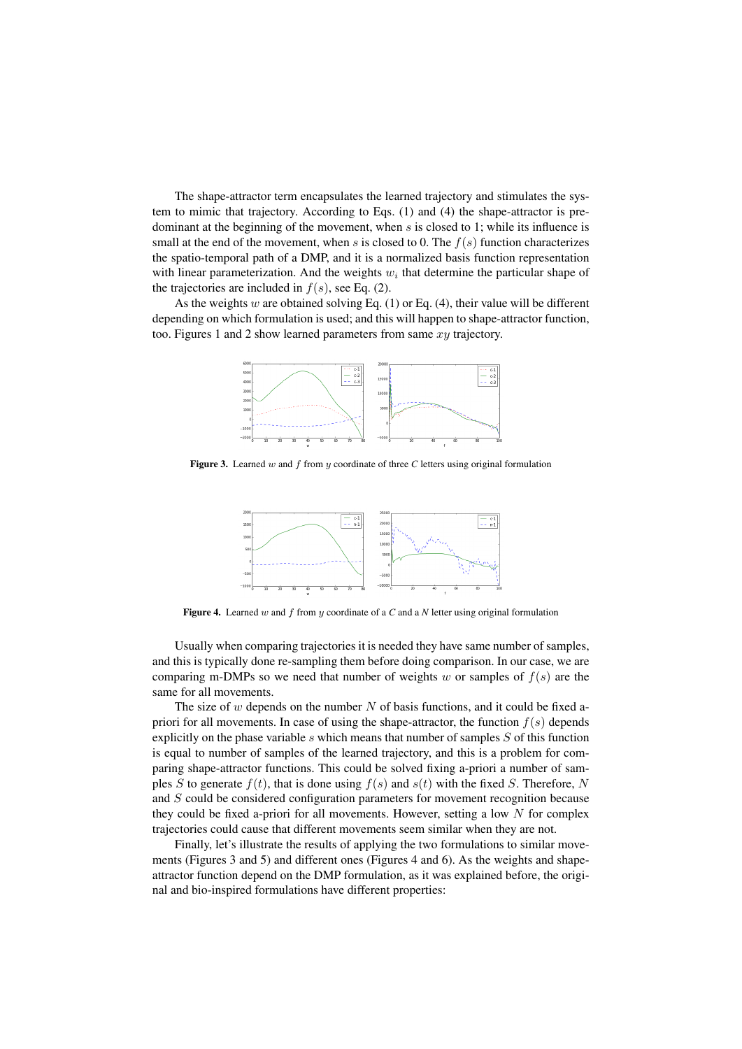The shape-attractor term encapsulates the learned trajectory and stimulates the system to mimic that trajectory. According to Eqs. (1) and (4) the shape-attractor is predominant at the beginning of the movement, when $s$ is closed to 1; while its influence is small at the end of the movement, when $s$ is closed to 0. The $f(s)$ function characterizes the spatio-temporal path of a DMP, and it is a normalized basis function representation with linear parameterization. And the weights $w_i$ that determine the particular shape of the trajectories are included in $f(s)$, see Eq. (2).

As the weights $w$ are obtained solving Eq. (1) or Eq. (4), their value will be different depending on which formulation is used; and this will happen to shape-attractor function, too. Figures 1 and 2 show learned parameters from same $xy$ trajectory.

6000
5000
4000
3000
2000
1000
0
−1000
−2000
0 10 20 30 40 50 60 70 80
w
c-1
c-2
c-3

20000
15000
10000
5000
0
−5000
0 20 40 60 80 100
f
c-1
c-2
c-3

**Figure 3.** Learned $w$ and $f$ from $y$ coordinate of three *C* letters using original formulation

2000
1500
1000
500
0
−500
−1000
0 10 20 30 40 50 60 70 80
w
c-1
n-1

25000
20000
15000
10000
5000
0
−5000
−10000
0 20 40 60 80 100
f
c-1
n-1

**Figure 4.** Learned $w$ and $f$ from $y$ coordinate of a *C* and a *N* letter using original formulation

Usually when comparing trajectories it is needed they have same number of samples, and this is typically done re-sampling them before doing comparison. In our case, we are comparing m-DMPs so we need that number of weights $w$ or samples of $f(s)$ are the same for all movements.

The size of $w$ depends on the number $N$ of basis functions, and it could be fixed a-priori for all movements. In case of using the shape-attractor, the function $f(s)$ depends explicitly on the phase variable $s$ which means that number of samples $S$ of this function is equal to number of samples of the learned trajectory, and this is a problem for comparing shape-attractor functions. This could be solved fixing a-priori a number of samples $S$ to generate $f(t)$, that is done using $f(s)$ and $s(t)$ with the fixed $S$. Therefore, $N$ and $S$ could be considered configuration parameters for movement recognition because they could be fixed a-priori for all movements. However, setting a low $N$ for complex trajectories could cause that different movements seem similar when they are not.

Finally, let's illustrate the results of applying the two formulations to similar movements (Figures 3 and 5) and different ones (Figures 4 and 6). As the weights and shape-attractor function depend on the DMP formulation, as it was explained before, the original and bio-inspired formulations have different properties: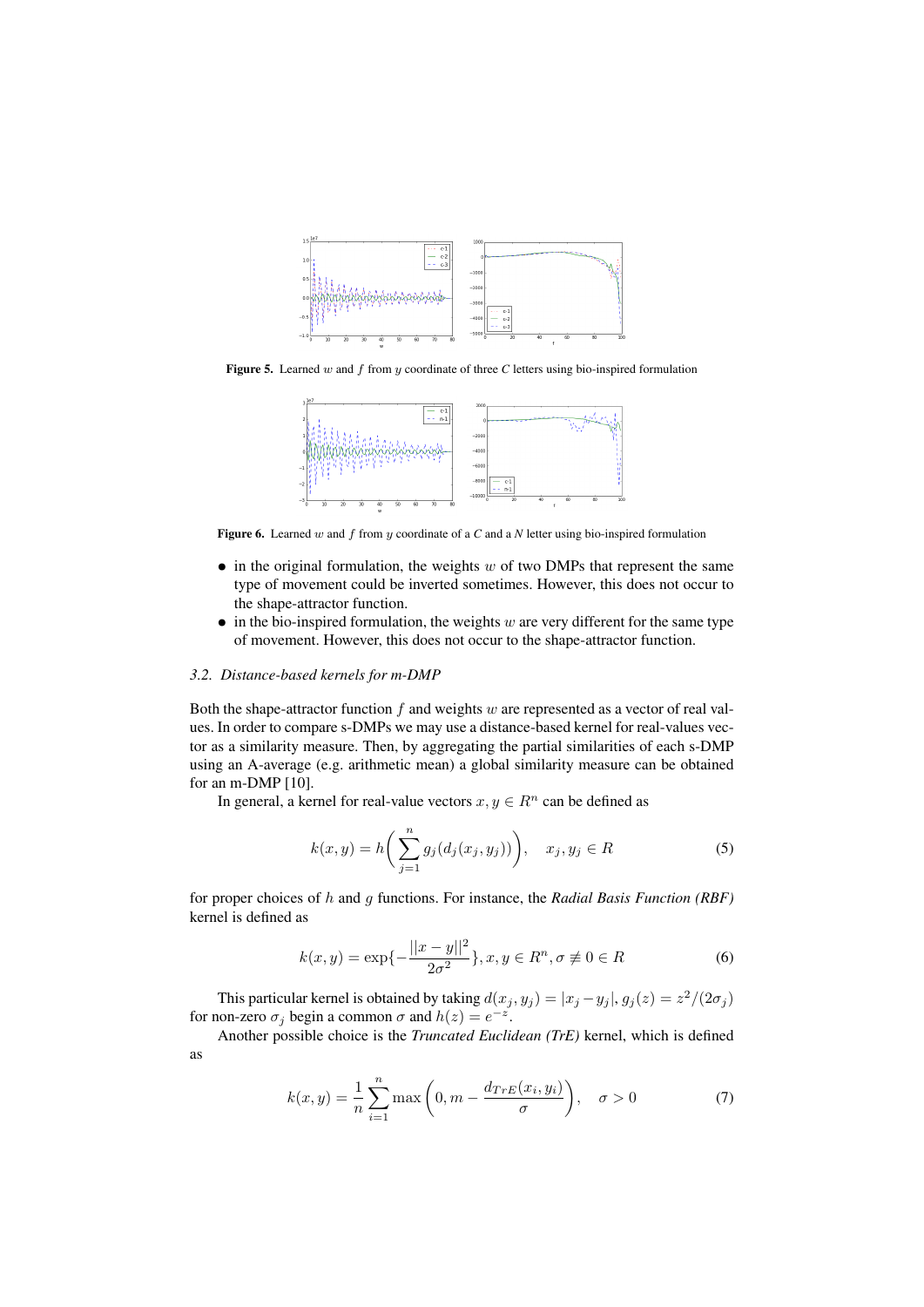1.5 1e7
1.0
0.5
0.0
−0.5
−1.0
0 10 20 30 40 50 60 70 80
w
c-1
c-2
c-3

1000
0
−1000
−2000
−3000
−4000
−5000
0 20 40 60 80 100
f
c-1
c-2
c-3

**Figure 5.** Learned $w$ and $f$ from $y$ coordinate of three *C* letters using bio-inspired formulation

3 1e7
2
1
0
−1
−2
−3
0 10 20 30 40 50 60 70 80
w
c-1
n-1

2000
0
−2000
−4000
−6000
−8000
−10000
0 20 40 60 80 100
f
c-1
n-1

**Figure 6.** Learned $w$ and $f$ from $y$ coordinate of a *C* and a *N* letter using bio-inspired formulation

- in the original formulation, the weights $w$ of two DMPs that represent the same type of movement could be inverted sometimes. However, this does not occur to the shape-attractor function.
- in the bio-inspired formulation, the weights $w$ are very different for the same type of movement. However, this does not occur to the shape-attractor function.

### 3.2. Distance-based kernels for m-DMP

Both the shape-attractor function $f$ and weights $w$ are represented as a vector of real values. In order to compare s-DMPs we may use a distance-based kernel for real-values vector as a similarity measure. Then, by aggregating the partial similarities of each s-DMP using an A-average (e.g. arithmetic mean) a global similarity measure can be obtained for an m-DMP [10].

In general, a kernel for real-value vectors $x, y \in R^n$ can be defined as

$$k(x,y) = h\bigg(\sum_{j=1}^{n} g_j(d_j(x_j,y_j))\bigg), \quad x_j, y_j \in R \tag{5}$$

for proper choices of $h$ and $g$ functions. For instance, the *Radial Basis Function (RBF)* kernel is defined as

$$k(x,y) = \exp\{-\frac{||x-y||^2}{2\sigma^2}\}, x,y \in R^n, \sigma \not\equiv 0 \in R \tag{6}$$

This particular kernel is obtained by taking $d(x_j,y_j) = |x_j - y_j|$, $g_j(z) = z^2/(2\sigma_j)$ for non-zero $\sigma_j$ begin a common $\sigma$ and $h(z) = e^{-z}$.

Another possible choice is the *Truncated Euclidean (TrE)* kernel, which is defined as

$$k(x,y) = \frac{1}{n}\sum_{i=1}^{n} \max\left(0, m - \frac{d_{TrE}(x_i,y_i)}{\sigma}\right), \quad \sigma > 0 \tag{7}$$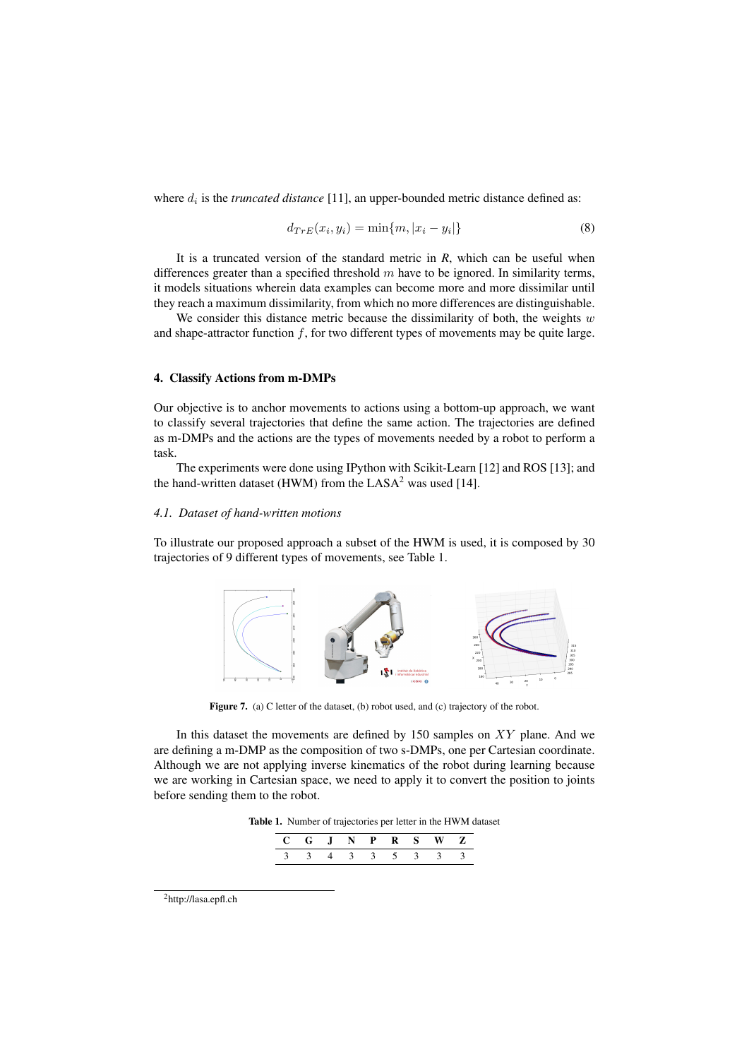where $d_i$ is the *truncated distance* [11], an upper-bounded metric distance defined as:

$$d_{TrE}(x_i, y_i) = \min\{m, |x_i - y_i|\} \tag{8}$$

It is a truncated version of the standard metric in *R*, which can be useful when differences greater than a specified threshold $m$ have to be ignored. In similarity terms, it models situations wherein data examples can become more and more dissimilar until they reach a maximum dissimilarity, from which no more differences are distinguishable.

We consider this distance metric because the dissimilarity of both, the weights $w$ and shape-attractor function $f$, for two different types of movements may be quite large.

## 4. Classify Actions from m-DMPs

Our objective is to anchor movements to actions using a bottom-up approach, we want to classify several trajectories that define the same action. The trajectories are defined as m-DMPs and the actions are the types of movements needed by a robot to perform a task.

The experiments were done using IPython with Scikit-Learn [12] and ROS [13]; and the hand-written dataset (HWM) from the LASA[2] was used [14].

### *4.1. Dataset of hand-written motions*

To illustrate our proposed approach a subset of the HWM is used, it is composed by 30 trajectories of 9 different types of movements, see Table 1.

**Figure 7.** (a) C letter of the dataset, (b) robot used, and (c) trajectory of the robot.

In this dataset the movements are defined by 150 samples on $XY$ plane. And we are defining a m-DMP as the composition of two s-DMPs, one per Cartesian coordinate. Although we are not applying inverse kinematics of the robot during learning because we are working in Cartesian space, we need to apply it to convert the position to joints before sending them to the robot.

**Table 1.** Number of trajectories per letter in the HWM dataset

| C | G | J | N | P | R | S | W | Z |
|---|---|---|---|---|---|---|---|---|
| 3 | 3 | 4 | 3 | 3 | 5 | 3 | 3 | 3 |

[2] http://lasa.epfl.ch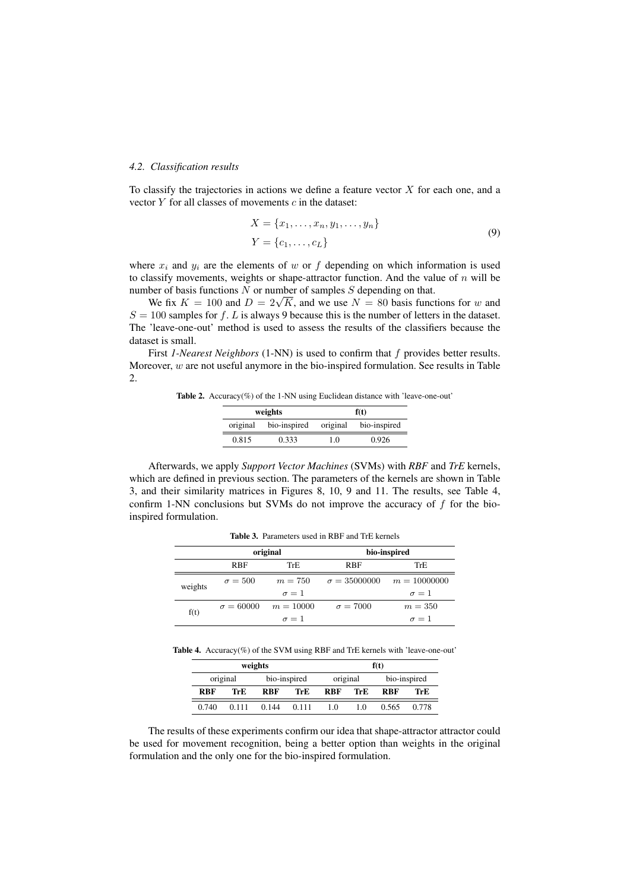### 4.2. Classification results

To classify the trajectories in actions we define a feature vector $X$ for each one, and a vector $Y$ for all classes of movements $c$ in the dataset:

$$
\begin{aligned}
X &= \{x_1, \ldots, x_n, y_1, \ldots, y_n\} \\
Y &= \{c_1, \ldots, c_L\}
\end{aligned}
\tag{9}
$$

where $x_i$ and $y_i$ are the elements of $w$ or $f$ depending on which information is used to classify movements, weights or shape-attractor function. And the value of $n$ will be number of basis functions $N$ or number of samples $S$ depending on that.

We fix $K = 100$ and $D = 2\sqrt{K}$, and we use $N = 80$ basis functions for $w$ and $S = 100$ samples for $f$. $L$ is always 9 because this is the number of letters in the dataset. The 'leave-one-out' method is used to assess the results of the classifiers because the dataset is small.

First *1-Nearest Neighbors* (1-NN) is used to confirm that $f$ provides better results. Moreover, $w$ are not useful anymore in the bio-inspired formulation. See results in Table 2.

**Table 2.** Accuracy(%) of the 1-NN using Euclidean distance with 'leave-one-out'

| **weights** | | **f(t)** | |
|---|---|---|---|
| original | bio-inspired | original | bio-inspired |
| 0.815 | 0.333 | 1.0 | 0.926 |

Afterwards, we apply *Support Vector Machines* (SVMs) with *RBF* and *TrE* kernels, which are defined in previous section. The parameters of the kernels are shown in Table 3, and their similarity matrices in Figures 8, 10, 9 and 11. The results, see Table 4, confirm 1-NN conclusions but SVMs do not improve the accuracy of $f$ for the bio-inspired formulation.

**Table 3.** Parameters used in RBF and TrE kernels

| | **original** | | **bio-inspired** | |
|---|---|---|---|---|
| | RBF | TrE | RBF | TrE |
| weights | $\sigma = 500$ | $m = 750$, $\sigma = 1$ | $\sigma = 35000000$ | $m = 10000000$, $\sigma = 1$ |
| f(t) | $\sigma = 60000$ | $m = 10000$, $\sigma = 1$ | $\sigma = 7000$ | $m = 350$, $\sigma = 1$ |

**Table 4.** Accuracy(%) of the SVM using RBF and TrE kernels with 'leave-one-out'

| **weights** | | | | **f(t)** | | | |
|---|---|---|---|---|---|---|---|
| original | | bio-inspired | | original | | bio-inspired | |
| **RBF** | **TrE** | **RBF** | **TrE** | **RBF** | **TrE** | **RBF** | **TrE** |
| 0.740 | 0.111 | 0.144 | 0.111 | 1.0 | 1.0 | 0.565 | 0.778 |

The results of these experiments confirm our idea that shape-attractor attractor could be used for movement recognition, being a better option than weights in the original formulation and the only one for the bio-inspired formulation.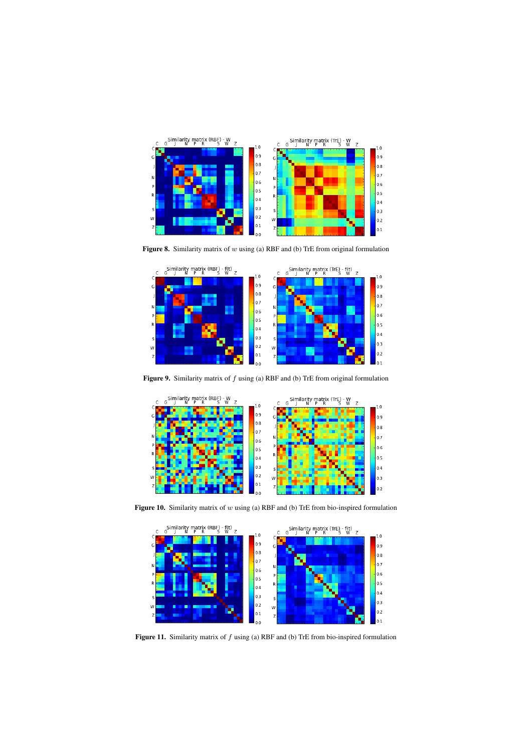**Figure 8.** Similarity matrix of $w$ using (a) RBF and (b) TrE from original formulation

**Figure 9.** Similarity matrix of $f$ using (a) RBF and (b) TrE from original formulation

**Figure 10.** Similarity matrix of $w$ using (a) RBF and (b) TrE from bio-inspired formulation

**Figure 11.** Similarity matrix of $f$ using (a) RBF and (b) TrE from bio-inspired formulation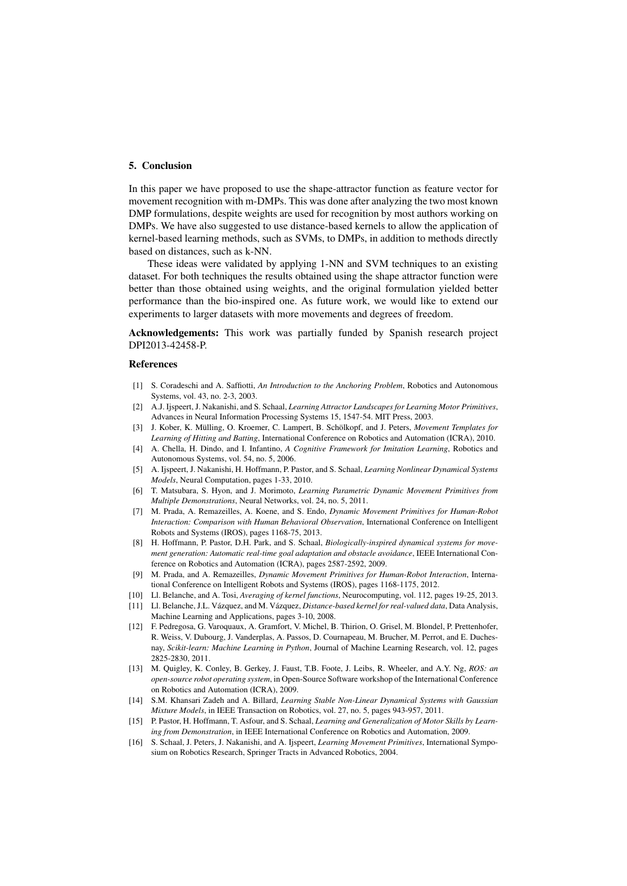## 5. Conclusion

In this paper we have proposed to use the shape-attractor function as feature vector for movement recognition with m-DMPs. This was done after analyzing the two most known DMP formulations, despite weights are used for recognition by most authors working on DMPs. We have also suggested to use distance-based kernels to allow the application of kernel-based learning methods, such as SVMs, to DMPs, in addition to methods directly based on distances, such as k-NN.

These ideas were validated by applying 1-NN and SVM techniques to an existing dataset. For both techniques the results obtained using the shape attractor function were better than those obtained using weights, and the original formulation yielded better performance than the bio-inspired one. As future work, we would like to extend our experiments to larger datasets with more movements and degrees of freedom.

**Acknowledgements:** This work was partially funded by Spanish research project DPI2013-42458-P.

### References

[1] S. Coradeschi and A. Saffiotti, *An Introduction to the Anchoring Problem*, Robotics and Autonomous Systems, vol. 43, no. 2-3, 2003.

[2] A.J. Ijspeert, J. Nakanishi, and S. Schaal, *Learning Attractor Landscapes for Learning Motor Primitives*, Advances in Neural Information Processing Systems 15, 1547-54. MIT Press, 2003.

[3] J. Kober, K. Mülling, O. Kroemer, C. Lampert, B. Schölkopf, and J. Peters, *Movement Templates for Learning of Hitting and Batting*, International Conference on Robotics and Automation (ICRA), 2010.

[4] A. Chella, H. Dindo, and I. Infantino, *A Cognitive Framework for Imitation Learning*, Robotics and Autonomous Systems, vol. 54, no. 5, 2006.

[5] A. Ijspeert, J. Nakanishi, H. Hoffmann, P. Pastor, and S. Schaal, *Learning Nonlinear Dynamical Systems Models*, Neural Computation, pages 1-33, 2010.

[6] T. Matsubara, S. Hyon, and J. Morimoto, *Learning Parametric Dynamic Movement Primitives from Multiple Demonstrations*, Neural Networks, vol. 24, no. 5, 2011.

[7] M. Prada, A. Remazeilles, A. Koene, and S. Endo, *Dynamic Movement Primitives for Human-Robot Interaction: Comparison with Human Behavioral Observation*, International Conference on Intelligent Robots and Systems (IROS), pages 1168-75, 2013.

[8] H. Hoffmann, P. Pastor, D.H. Park, and S. Schaal, *Biologically-inspired dynamical systems for movement generation: Automatic real-time goal adaptation and obstacle avoidance*, IEEE International Conference on Robotics and Automation (ICRA), pages 2587-2592, 2009.

[9] M. Prada, and A. Remazeilles, *Dynamic Movement Primitives for Human-Robot Interaction*, International Conference on Intelligent Robots and Systems (IROS), pages 1168-1175, 2012.

[10] Ll. Belanche, and A. Tosi, *Averaging of kernel functions*, Neurocomputing, vol. 112, pages 19-25, 2013.

[11] Ll. Belanche, J.L. Vázquez, and M. Vázquez, *Distance-based kernel for real-valued data*, Data Analysis, Machine Learning and Applications, pages 3-10, 2008.

[12] F. Pedregosa, G. Varoquaux, A. Gramfort, V. Michel, B. Thirion, O. Grisel, M. Blondel, P. Prettenhofer, R. Weiss, V. Dubourg, J. Vanderplas, A. Passos, D. Cournapeau, M. Brucher, M. Perrot, and E. Duchesnay, *Scikit-learn: Machine Learning in Python*, Journal of Machine Learning Research, vol. 12, pages 2825-2830, 2011.

[13] M. Quigley, K. Conley, B. Gerkey, J. Faust, T.B. Foote, J. Leibs, R. Wheeler, and A.Y. Ng, *ROS: an open-source robot operating system*, in Open-Source Software workshop of the International Conference on Robotics and Automation (ICRA), 2009.

[14] S.M. Khansari Zadeh and A. Billard, *Learning Stable Non-Linear Dynamical Systems with Gaussian Mixture Models*, in IEEE Transaction on Robotics, vol. 27, no. 5, pages 943-957, 2011.

[15] P. Pastor, H. Hoffmann, T. Asfour, and S. Schaal, *Learning and Generalization of Motor Skills by Learning from Demonstration*, in IEEE International Conference on Robotics and Automation, 2009.

[16] S. Schaal, J. Peters, J. Nakanishi, and A. Ijspeert, *Learning Movement Primitives*, International Symposium on Robotics Research, Springer Tracts in Advanced Robotics, 2004.